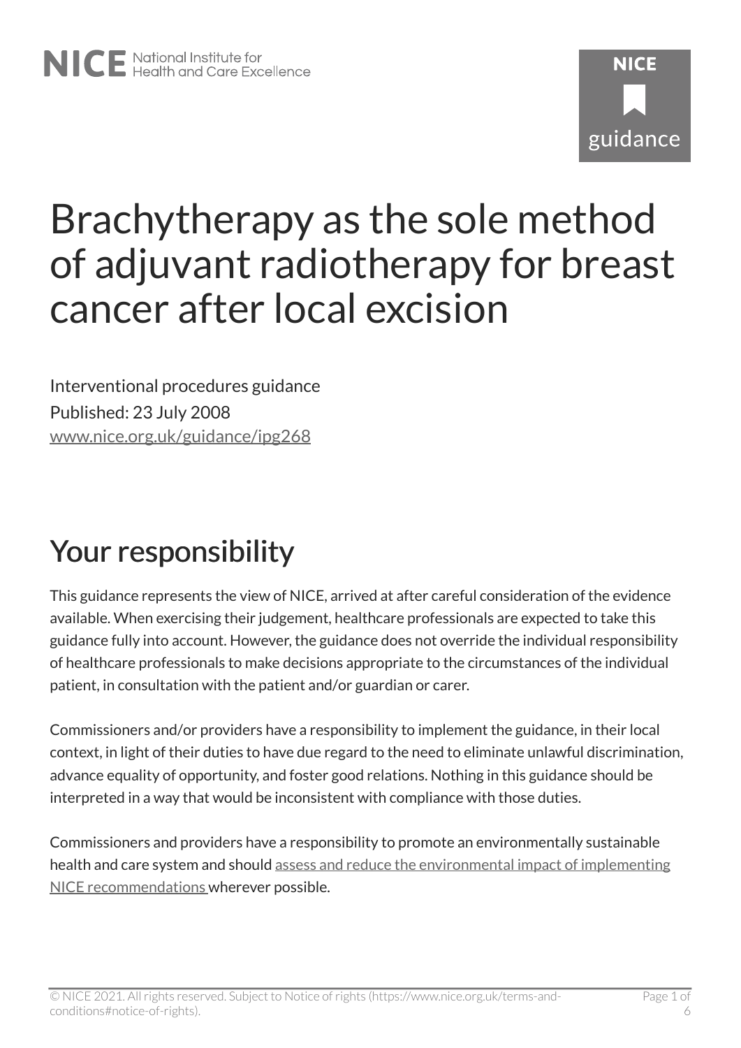NICE National Institute for Health and Care Excellence

# Brachytherapy as the sole method of adjuvant radiotherapy for breast cancer after local excision

Interventional procedures guidance

Published: 23 July 2008

www.nice.org.uk/guidance/ipg268

## Your responsibility

This guidance represents the view of NICE, arrived at after careful consideration of the evidence available. When exercising their judgement, healthcare professionals are expected to take this guidance fully into account. However, the guidance does not override the individual responsibility of healthcare professionals to make decisions appropriate to the circumstances of the individual patient, in consultation with the patient and/or guardian or carer.

Commissioners and/or providers have a responsibility to implement the guidance, in their local context, in light of their duties to have due regard to the need to eliminate unlawful discrimination, advance equality of opportunity, and foster good relations. Nothing in this guidance should be interpreted in a way that would be inconsistent with compliance with those duties.

Commissioners and providers have a responsibility to promote an environmentally sustainable health and care system and should assess and reduce the environmental impact of implementing NICE recommendations wherever possible.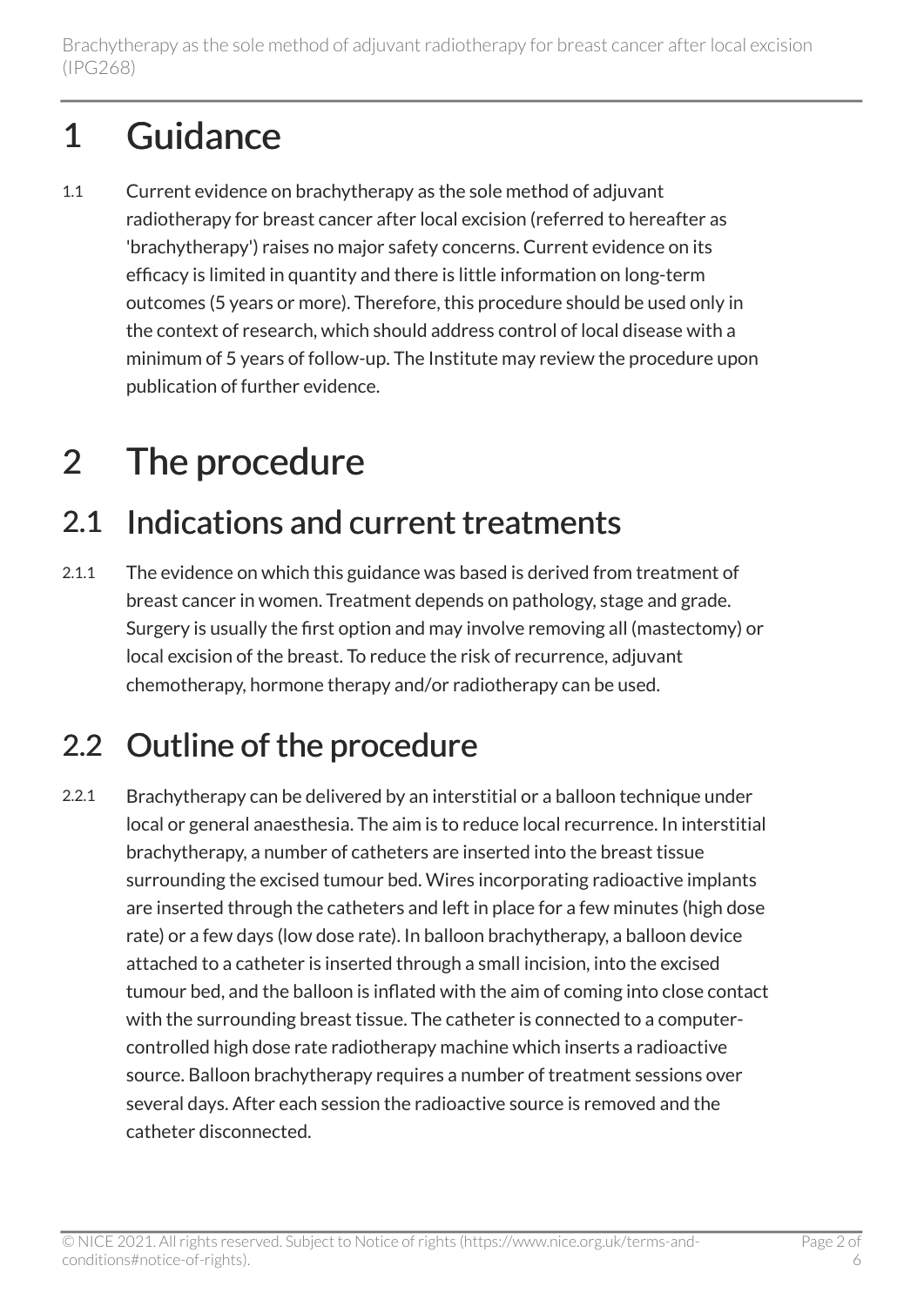# 1 Guidance

1.1 Current evidence on brachytherapy as the sole method of adjuvant radiotherapy for breast cancer after local excision (referred to hereafter as 'brachytherapy') raises no major safety concerns. Current evidence on its efficacy is limited in quantity and there is little information on long-term outcomes (5 years or more). Therefore, this procedure should be used only in the context of research, which should address control of local disease with a minimum of 5 years of follow-up. The Institute may review the procedure upon publication of further evidence.

# 2 The procedure

## 2.1 Indications and current treatments

2.1.1 The evidence on which this guidance was based is derived from treatment of breast cancer in women. Treatment depends on pathology, stage and grade. Surgery is usually the first option and may involve removing all (mastectomy) or local excision of the breast. To reduce the risk of recurrence, adjuvant chemotherapy, hormone therapy and/or radiotherapy can be used.

## 2.2 Outline of the procedure

2.2.1 Brachytherapy can be delivered by an interstitial or a balloon technique under local or general anaesthesia. The aim is to reduce local recurrence. In interstitial brachytherapy, a number of catheters are inserted into the breast tissue surrounding the excised tumour bed. Wires incorporating radioactive implants are inserted through the catheters and left in place for a few minutes (high dose rate) or a few days (low dose rate). In balloon brachytherapy, a balloon device attached to a catheter is inserted through a small incision, into the excised tumour bed, and the balloon is inflated with the aim of coming into close contact with the surrounding breast tissue. The catheter is connected to a computer-controlled high dose rate radiotherapy machine which inserts a radioactive source. Balloon brachytherapy requires a number of treatment sessions over several days. After each session the radioactive source is removed and the catheter disconnected.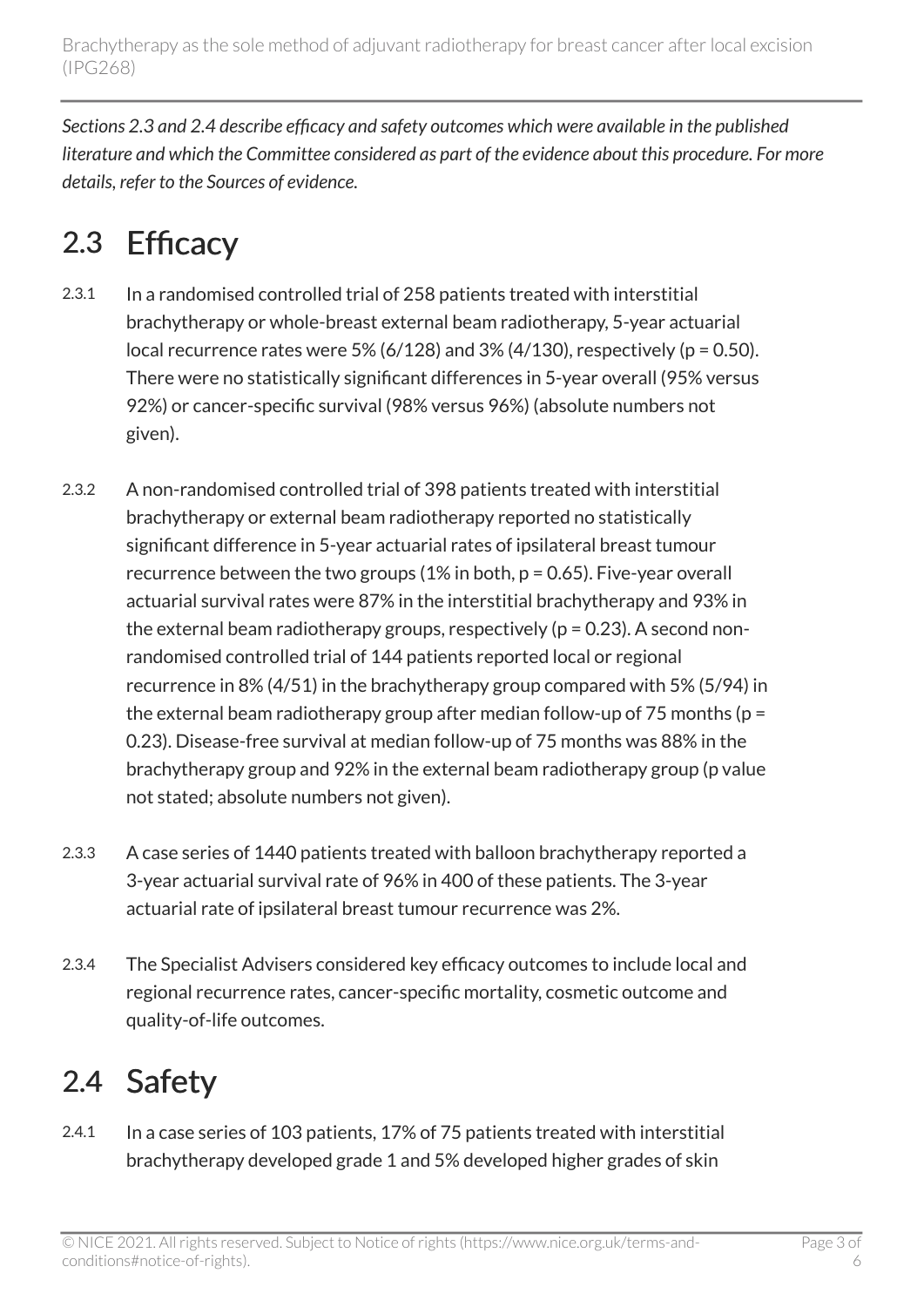*Sections 2.3 and 2.4 describe efficacy and safety outcomes which were available in the published literature and which the Committee considered as part of the evidence about this procedure. For more details, refer to the Sources of evidence.*

## 2.3 Efficacy

2.3.1 In a randomised controlled trial of 258 patients treated with interstitial brachytherapy or whole-breast external beam radiotherapy, 5-year actuarial local recurrence rates were 5% (6/128) and 3% (4/130), respectively ($p = 0.50$). There were no statistically significant differences in 5-year overall (95% versus 92%) or cancer-specific survival (98% versus 96%) (absolute numbers not given).

2.3.2 A non-randomised controlled trial of 398 patients treated with interstitial brachytherapy or external beam radiotherapy reported no statistically significant difference in 5-year actuarial rates of ipsilateral breast tumour recurrence between the two groups (1% in both, $p = 0.65$). Five-year overall actuarial survival rates were 87% in the interstitial brachytherapy and 93% in the external beam radiotherapy groups, respectively ($p = 0.23$). A second non-randomised controlled trial of 144 patients reported local or regional recurrence in 8% (4/51) in the brachytherapy group compared with 5% (5/94) in the external beam radiotherapy group after median follow-up of 75 months ($p = 0.23$). Disease-free survival at median follow-up of 75 months was 88% in the brachytherapy group and 92% in the external beam radiotherapy group (p value not stated; absolute numbers not given).

2.3.3 A case series of 1440 patients treated with balloon brachytherapy reported a 3-year actuarial survival rate of 96% in 400 of these patients. The 3-year actuarial rate of ipsilateral breast tumour recurrence was 2%.

2.3.4 The Specialist Advisers considered key efficacy outcomes to include local and regional recurrence rates, cancer-specific mortality, cosmetic outcome and quality-of-life outcomes.

## 2.4 Safety

2.4.1 In a case series of 103 patients, 17% of 75 patients treated with interstitial brachytherapy developed grade 1 and 5% developed higher grades of skin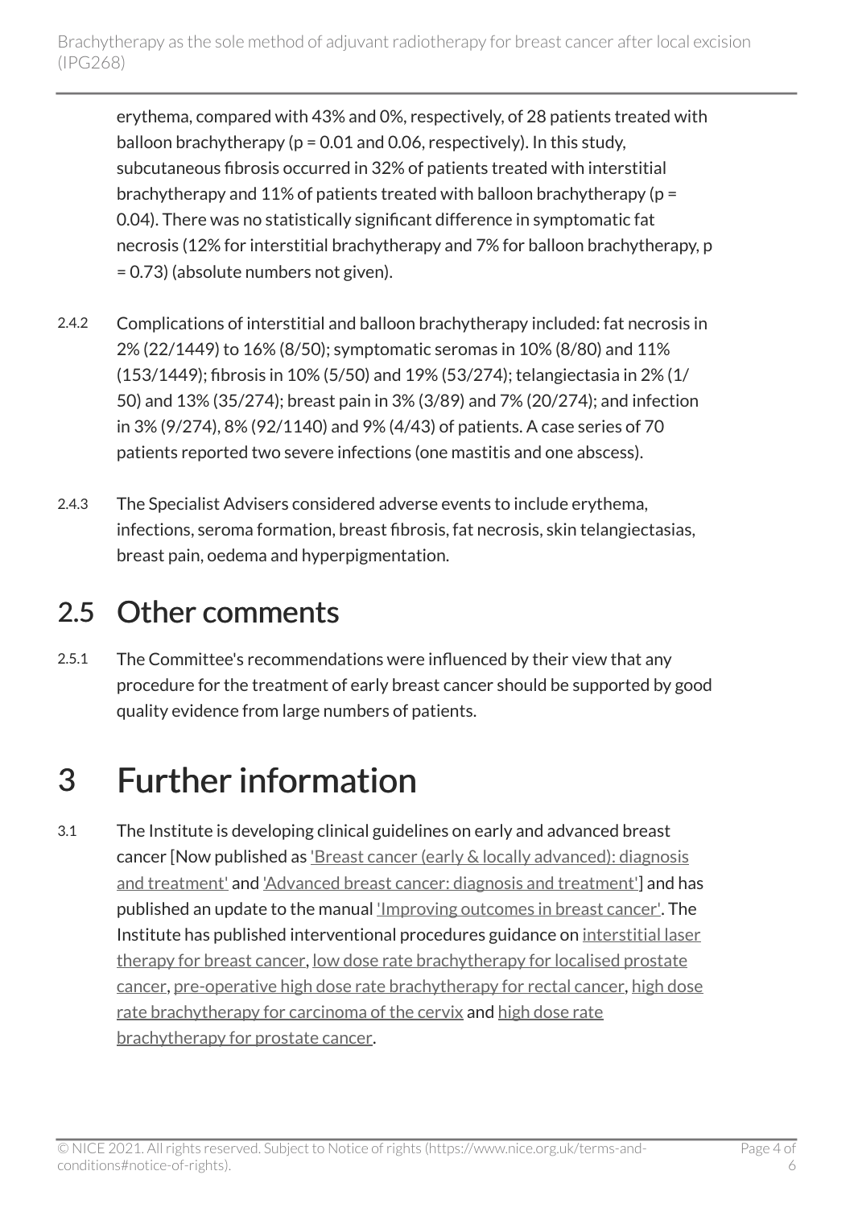erythema, compared with 43% and 0%, respectively, of 28 patients treated with balloon brachytherapy ($p = 0.01$ and $0.06$, respectively). In this study, subcutaneous fibrosis occurred in 32% of patients treated with interstitial brachytherapy and 11% of patients treated with balloon brachytherapy ($p = 0.04$). There was no statistically significant difference in symptomatic fat necrosis (12% for interstitial brachytherapy and 7% for balloon brachytherapy, $p = 0.73$) (absolute numbers not given).

2.4.2 Complications of interstitial and balloon brachytherapy included: fat necrosis in 2% (22/1449) to 16% (8/50); symptomatic seromas in 10% (8/80) and 11% (153/1449); fibrosis in 10% (5/50) and 19% (53/274); telangiectasia in 2% (1/50) and 13% (35/274); breast pain in 3% (3/89) and 7% (20/274); and infection in 3% (9/274), 8% (92/1140) and 9% (4/43) of patients. A case series of 70 patients reported two severe infections (one mastitis and one abscess).

2.4.3 The Specialist Advisers considered adverse events to include erythema, infections, seroma formation, breast fibrosis, fat necrosis, skin telangiectasias, breast pain, oedema and hyperpigmentation.

## 2.5 Other comments

2.5.1 The Committee's recommendations were influenced by their view that any procedure for the treatment of early breast cancer should be supported by good quality evidence from large numbers of patients.

# 3 Further information

3.1 The Institute is developing clinical guidelines on early and advanced breast cancer [Now published as 'Breast cancer (early & locally advanced): diagnosis and treatment' and 'Advanced breast cancer: diagnosis and treatment'] and has published an update to the manual 'Improving outcomes in breast cancer'. The Institute has published interventional procedures guidance on interstitial laser therapy for breast cancer, low dose rate brachytherapy for localised prostate cancer, pre-operative high dose rate brachytherapy for rectal cancer, high dose rate brachytherapy for carcinoma of the cervix and high dose rate brachytherapy for prostate cancer.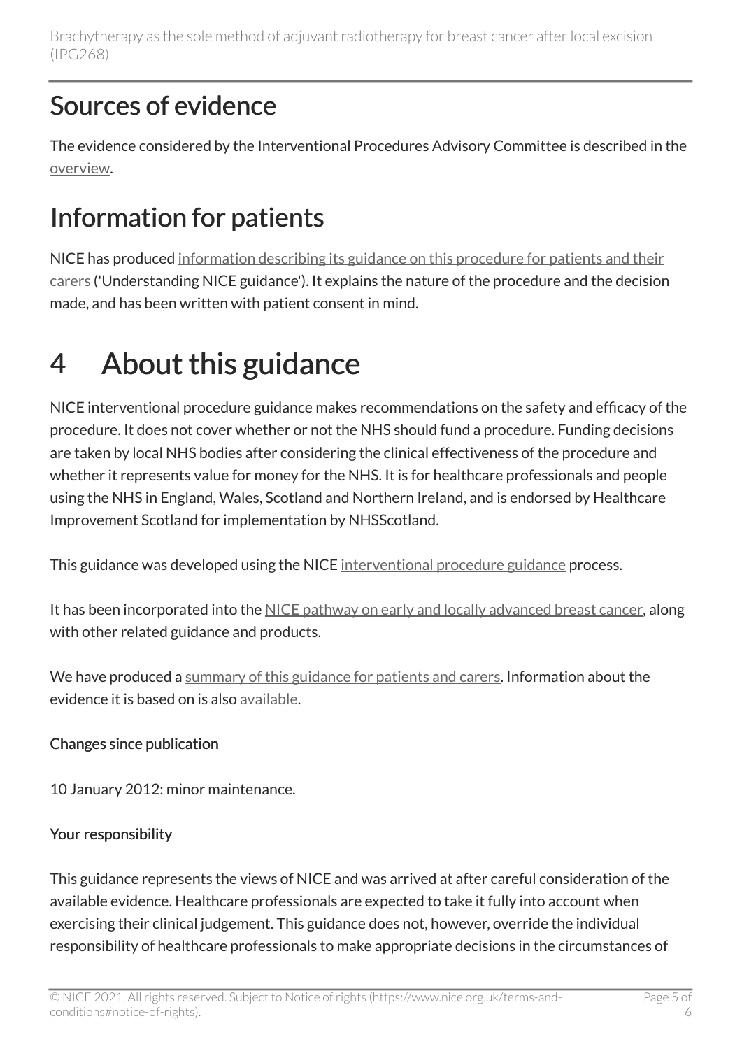## Sources of evidence

The evidence considered by the Interventional Procedures Advisory Committee is described in the overview.

## Information for patients

NICE has produced information describing its guidance on this procedure for patients and their carers ('Understanding NICE guidance'). It explains the nature of the procedure and the decision made, and has been written with patient consent in mind.

# 4 About this guidance

NICE interventional procedure guidance makes recommendations on the safety and efficacy of the procedure. It does not cover whether or not the NHS should fund a procedure. Funding decisions are taken by local NHS bodies after considering the clinical effectiveness of the procedure and whether it represents value for money for the NHS. It is for healthcare professionals and people using the NHS in England, Wales, Scotland and Northern Ireland, and is endorsed by Healthcare Improvement Scotland for implementation by NHSScotland.

This guidance was developed using the NICE interventional procedure guidance process.

It has been incorporated into the NICE pathway on early and locally advanced breast cancer, along with other related guidance and products.

We have produced a summary of this guidance for patients and carers. Information about the evidence it is based on is also available.

#### Changes since publication

10 January 2012: minor maintenance.

#### Your responsibility

This guidance represents the views of NICE and was arrived at after careful consideration of the available evidence. Healthcare professionals are expected to take it fully into account when exercising their clinical judgement. This guidance does not, however, override the individual responsibility of healthcare professionals to make appropriate decisions in the circumstances of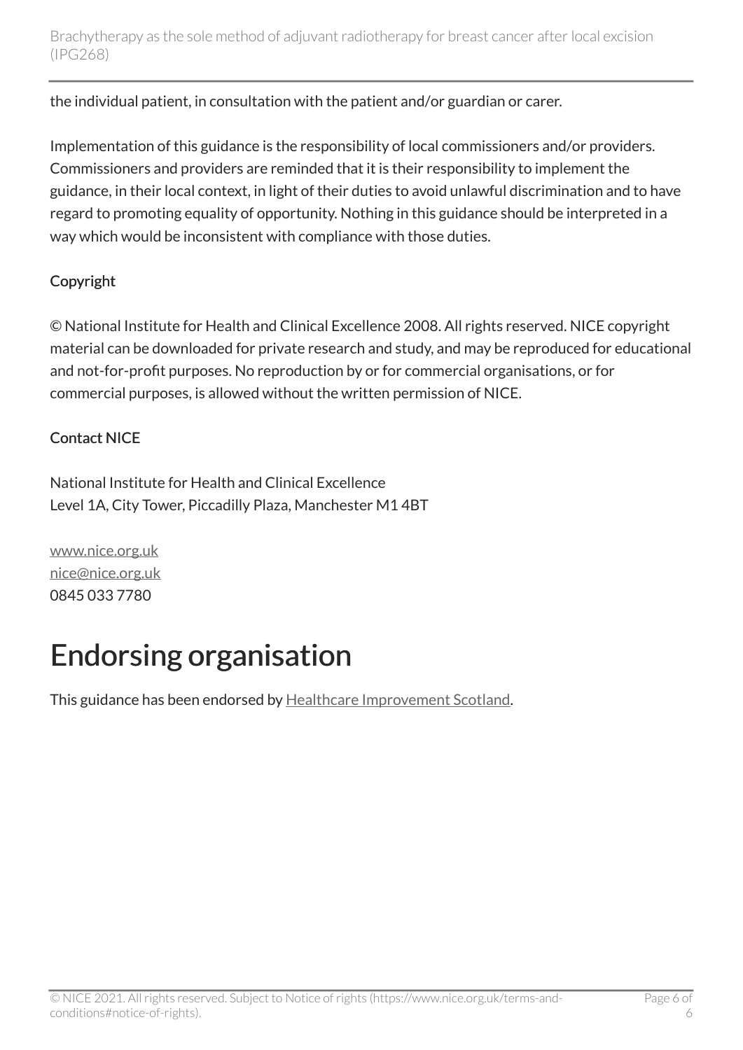the individual patient, in consultation with the patient and/or guardian or carer.

Implementation of this guidance is the responsibility of local commissioners and/or providers. Commissioners and providers are reminded that it is their responsibility to implement the guidance, in their local context, in light of their duties to avoid unlawful discrimination and to have regard to promoting equality of opportunity. Nothing in this guidance should be interpreted in a way which would be inconsistent with compliance with those duties.

### Copyright

© National Institute for Health and Clinical Excellence 2008. All rights reserved. NICE copyright material can be downloaded for private research and study, and may be reproduced for educational and not-for-profit purposes. No reproduction by or for commercial organisations, or for commercial purposes, is allowed without the written permission of NICE.

### Contact NICE

National Institute for Health and Clinical Excellence
Level 1A, City Tower, Piccadilly Plaza, Manchester M1 4BT

www.nice.org.uk
nice@nice.org.uk
0845 033 7780

# Endorsing organisation

This guidance has been endorsed by Healthcare Improvement Scotland.